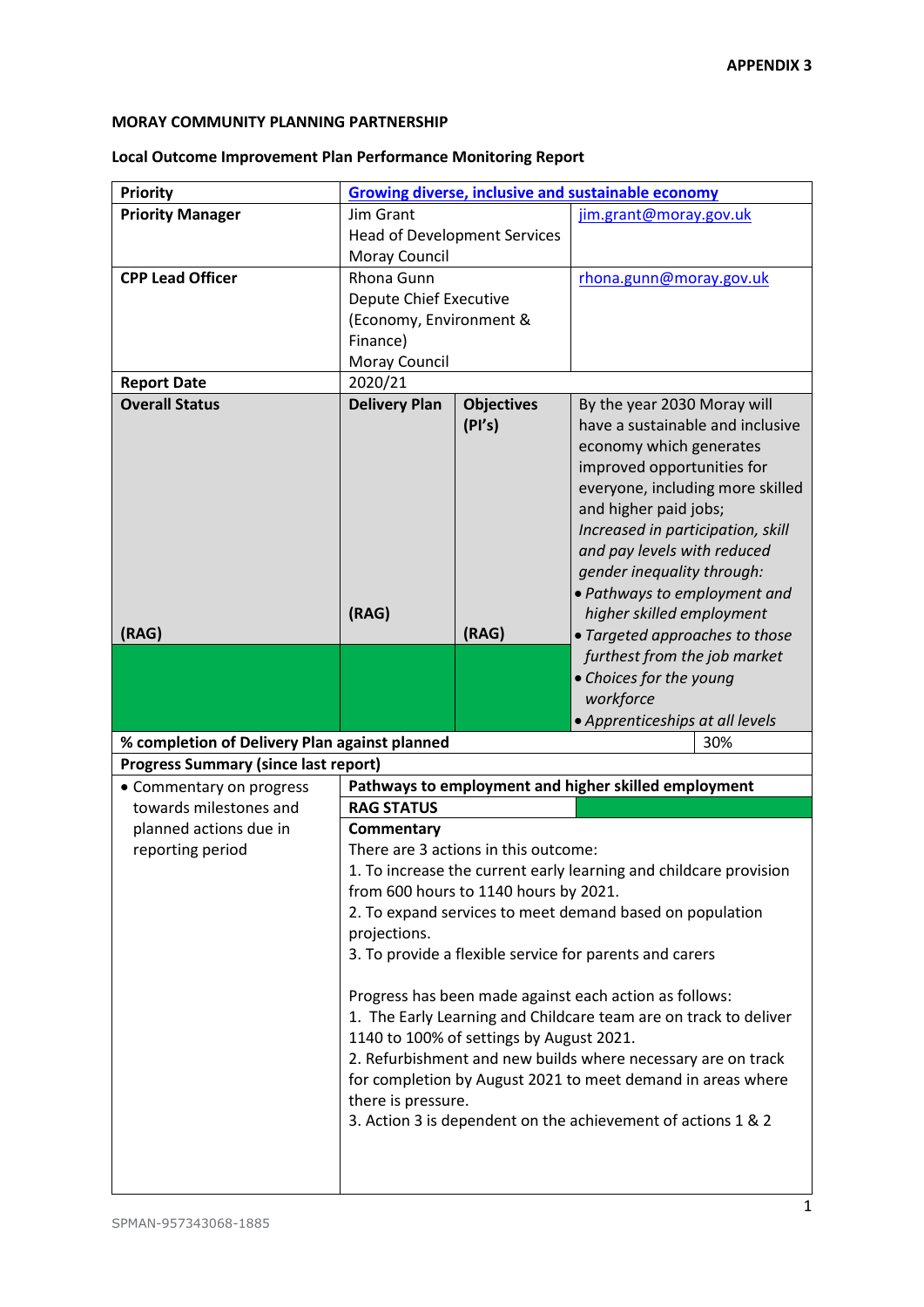**APPENDIX 3**

**MORAY COMMUNITY PLANNING PARTNERSHIP**

**Local Outcome Improvement Plan Performance Monitoring Report**

| **Priority** | [Growing diverse, inclusive and sustainable economy]() | | |
|---|---|---|---|
| **Priority Manager** | Jim Grant<br>Head of Development Services<br>Moray Council | | jim.grant@moray.gov.uk |
| **CPP Lead Officer** | Rhona Gunn<br>Depute Chief Executive (Economy, Environment & Finance)<br>Moray Council | | rhona.gunn@moray.gov.uk |
| **Report Date** | 2020/21 | | |
| **Overall Status**<br><br>**(RAG)** | **Delivery Plan**<br><br>**(RAG)** | **Objectives (PI's)**<br><br>**(RAG)** | By the year 2030 Moray will have a sustainable and inclusive economy which generates improved opportunities for everyone, including more skilled and higher paid jobs;<br>*Increased in participation, skill and pay levels with reduced gender inequality through:*<br>• *Pathways to employment and higher skilled employment*<br>• *Targeted approaches to those furthest from the job market*<br>• *Choices for the young workforce*<br>• *Apprenticeships at all levels* |
| | | | |
| **% completion of Delivery Plan against planned** | | | 30% |
| **Progress Summary (since last report)** | | | |
| • Commentary on progress towards milestones and planned actions due in reporting period | **Pathways to employment and higher skilled employment**<br>**RAG STATUS**<br>**Commentary**<br>There are 3 actions in this outcome:<br>1. To increase the current early learning and childcare provision from 600 hours to 1140 hours by 2021.<br>2. To expand services to meet demand based on population projections.<br>3. To provide a flexible service for parents and carers<br><br>Progress has been made against each action as follows:<br>1. The Early Learning and Childcare team are on track to deliver 1140 to 100% of settings by August 2021.<br>2. Refurbishment and new builds where necessary are on track for completion by August 2021 to meet demand in areas where there is pressure.<br>3. Action 3 is dependent on the achievement of actions 1 & 2 | | |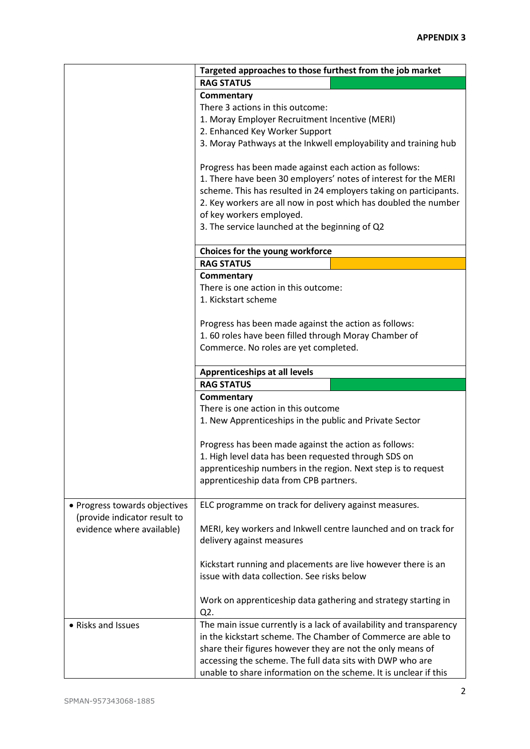**APPENDIX 3**

| | |
|---|---|
| | **Targeted approaches to those furthest from the job market**<br>**RAG STATUS** (Green)<br>**Commentary**<br>There 3 actions in this outcome:<br>1. Moray Employer Recruitment Incentive (MERI)<br>2. Enhanced Key Worker Support<br>3. Moray Pathways at the Inkwell employability and training hub<br><br>Progress has been made against each action as follows:<br>1. There have been 30 employers' notes of interest for the MERI scheme. This has resulted in 24 employers taking on participants.<br>2. Key workers are all now in post which has doubled the number of key workers employed.<br>3. The service launched at the beginning of Q2<br><br>**Choices for the young workforce**<br>**RAG STATUS** (Amber)<br>**Commentary**<br>There is one action in this outcome:<br>1. Kickstart scheme<br><br>Progress has been made against the action as follows:<br>1. 60 roles have been filled through Moray Chamber of Commerce. No roles are yet completed.<br><br>**Apprenticeships at all levels**<br>**RAG STATUS** (Green)<br>**Commentary**<br>There is one action in this outcome<br>1. New Apprenticeships in the public and Private Sector<br><br>Progress has been made against the action as follows:<br>1. High level data has been requested through SDS on apprenticeship numbers in the region. Next step is to request apprenticeship data from CPB partners. |
| • Progress towards objectives (provide indicator result to evidence where available) | ELC programme on track for delivery against measures.<br><br>MERI, key workers and Inkwell centre launched and on track for delivery against measures<br><br>Kickstart running and placements are live however there is an issue with data collection. See risks below<br><br>Work on apprenticeship data gathering and strategy starting in Q2. |
| • Risks and Issues | The main issue currently is a lack of availability and transparency in the kickstart scheme. The Chamber of Commerce are able to share their figures however they are not the only means of accessing the scheme. The full data sits with DWP who are unable to share information on the scheme. It is unclear if this |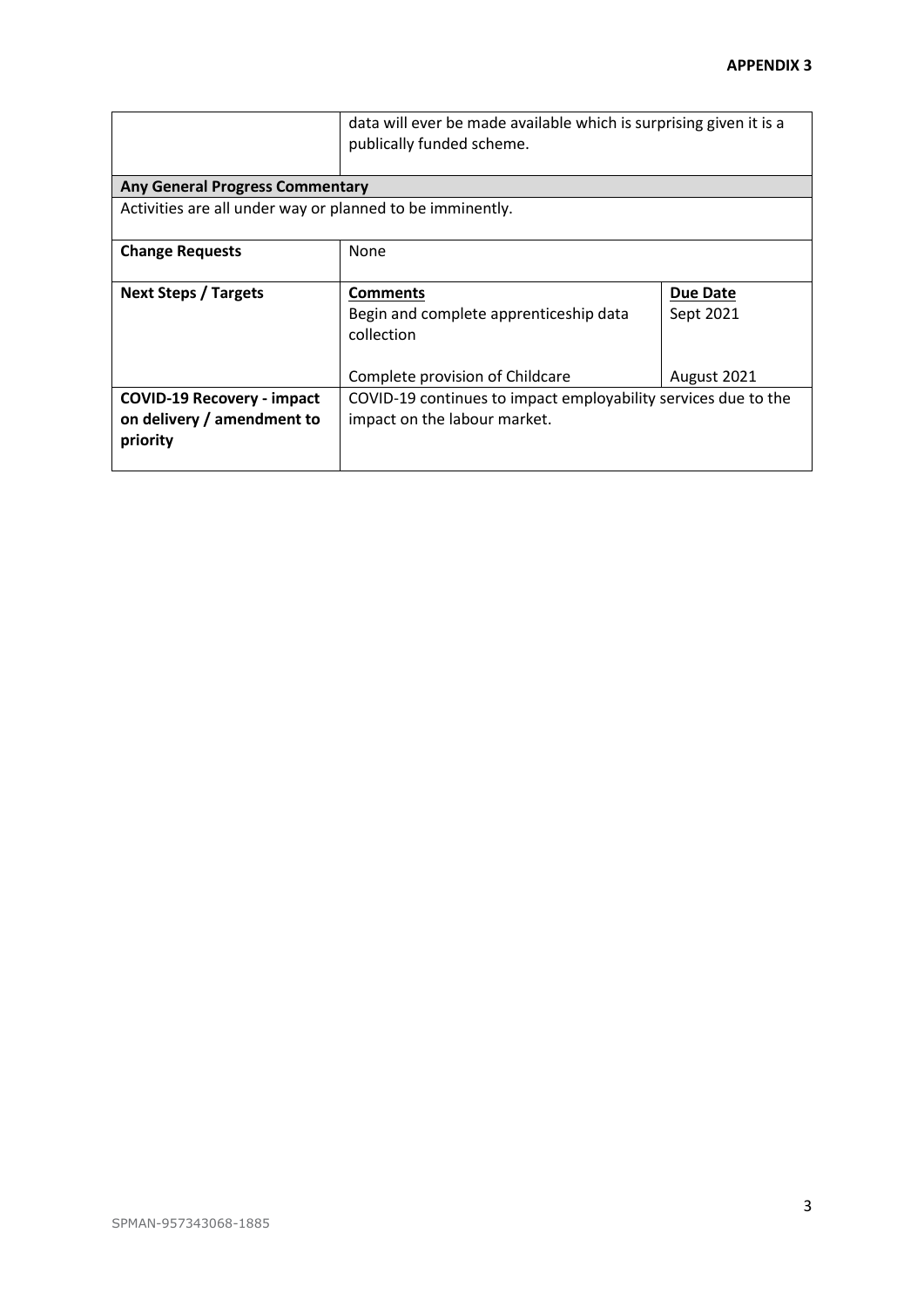**APPENDIX 3**

| | | |
|---|---|---|
| | data will ever be made available which is surprising given it is a publically funded scheme. | |
| **Any General Progress Commentary** | | |
| Activities are all under way or planned to be imminently. | | |
| **Change Requests** | None | |
| **Next Steps / Targets** | **Comments**<br>Begin and complete apprenticeship data collection<br><br>Complete provision of Childcare | **Due Date**<br>Sept 2021<br><br>August 2021 |
| **COVID-19 Recovery - impact on delivery / amendment to priority** | COVID-19 continues to impact employability services due to the impact on the labour market. | |

SPMAN-957343068-1885